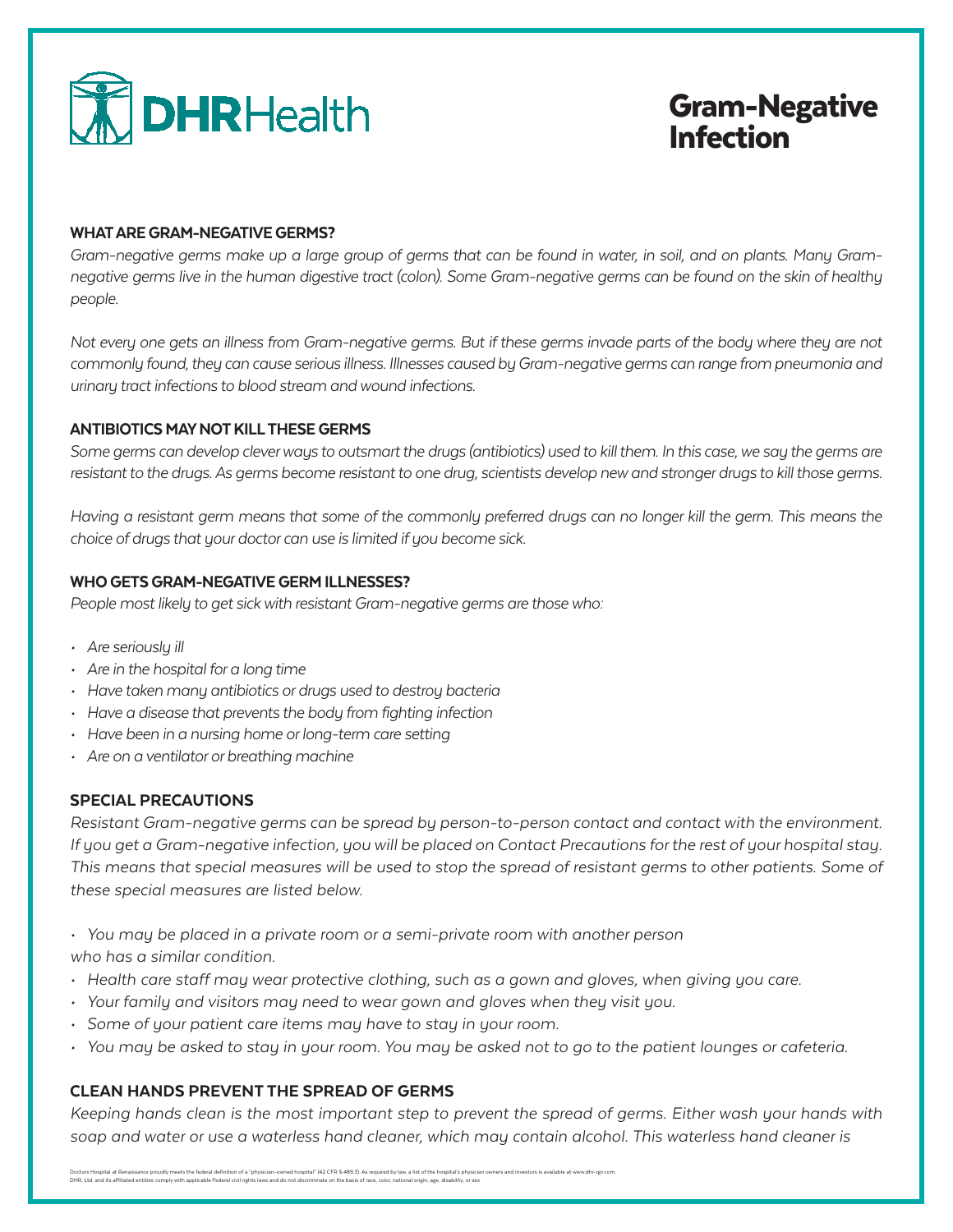DHRHealth

# Gram-Negative Infection

### WHAT ARE GRAM-NEGATIVE GERMS?

*Gram-negative germs make up a large group of germs that can be found in water, in soil, and on plants. Many Gram-negative germs live in the human digestive tract (colon). Some Gram-negative germs can be found on the skin of healthy people.*

*Not every one gets an illness from Gram-negative germs. But if these germs invade parts of the body where they are not commonly found, they can cause serious illness. Illnesses caused by Gram-negative germs can range from pneumonia and urinary tract infections to blood stream and wound infections.*

### ANTIBIOTICS MAY NOT KILL THESE GERMS

*Some germs can develop clever ways to outsmart the drugs (antibiotics) used to kill them. In this case, we say the germs are resistant to the drugs. As germs become resistant to one drug, scientists develop new and stronger drugs to kill those germs.*

*Having a resistant germ means that some of the commonly preferred drugs can no longer kill the germ. This means the choice of drugs that your doctor can use is limited if you become sick.*

### WHO GETS GRAM-NEGATIVE GERM ILLNESSES?

*People most likely to get sick with resistant Gram-negative germs are those who:*

- *Are seriously ill*
- *Are in the hospital for a long time*
- *Have taken many antibiotics or drugs used to destroy bacteria*
- *Have a disease that prevents the body from fighting infection*
- *Have been in a nursing home or long-term care setting*
- *Are on a ventilator or breathing machine*

### SPECIAL PRECAUTIONS

*Resistant Gram-negative germs can be spread by person-to-person contact and contact with the environment. If you get a Gram-negative infection, you will be placed on Contact Precautions for the rest of your hospital stay. This means that special measures will be used to stop the spread of resistant germs to other patients. Some of these special measures are listed below.*

- *You may be placed in a private room or a semi-private room with another person who has a similar condition.*
- *Health care staff may wear protective clothing, such as a gown and gloves, when giving you care.*
- *Your family and visitors may need to wear gown and gloves when they visit you.*
- *Some of your patient care items may have to stay in your room.*
- *You may be asked to stay in your room. You may be asked not to go to the patient lounges or cafeteria.*

### CLEAN HANDS PREVENT THE SPREAD OF GERMS

*Keeping hands clean is the most important step to prevent the spread of germs. Either wash your hands with soap and water or use a waterless hand cleaner, which may contain alcohol. This waterless hand cleaner is*

Doctors Hospital at Renaissance proudly meets the federal definition of a "physician-owned hospital" (42 CFR § 489.3). As required by law, a list of the hospital's physician owners and investors is available at www.dhr-rgv.com.
DHR, Ltd. and its affiliated entities comply with applicable Federal civil rights laws and do not discriminate on the basis of race, color, national origin, age, disability, or sex.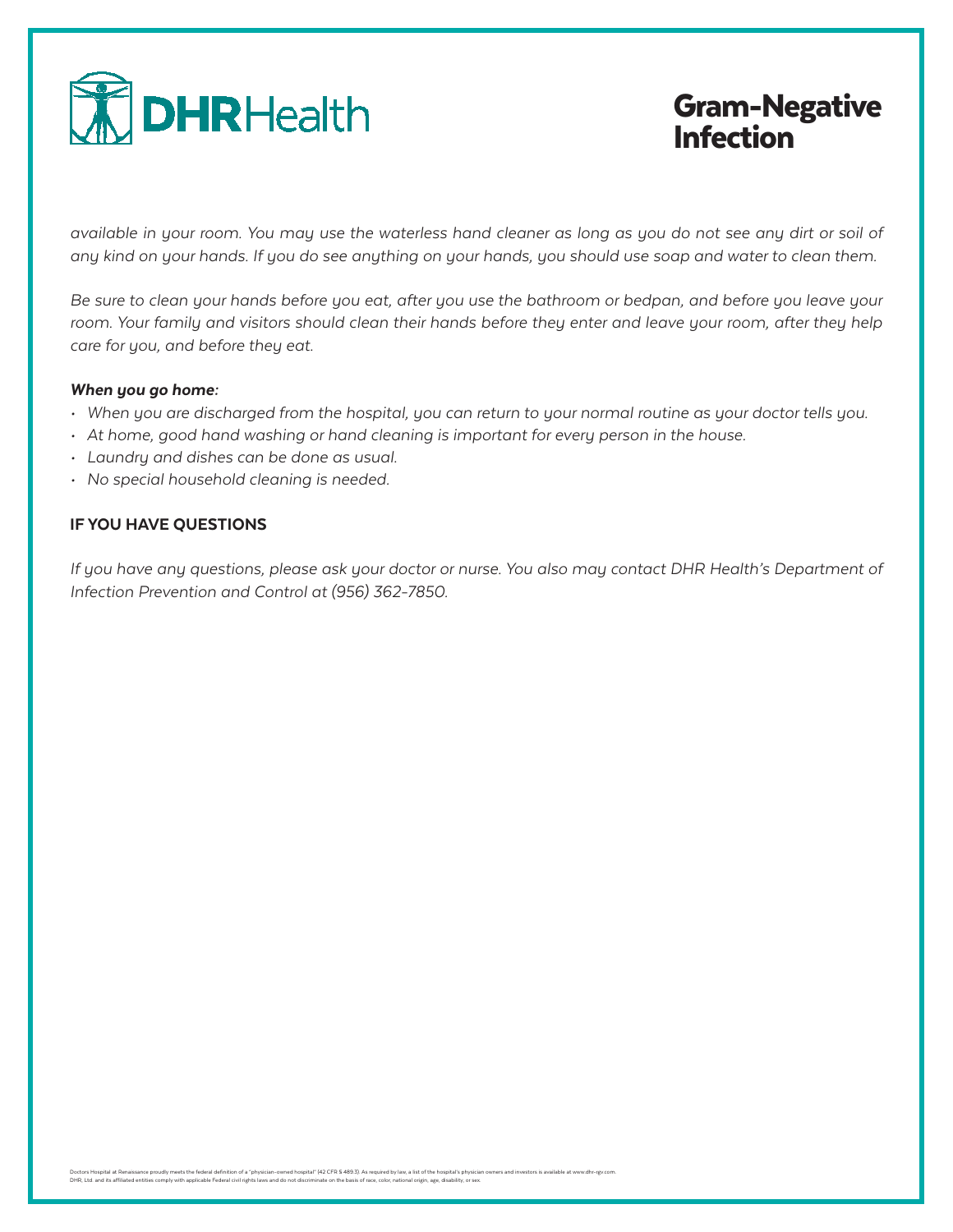available in your room. You may use the waterless hand cleaner as long as you do not see any dirt or soil of any kind on your hands. If you do see anything on your hands, you should use soap and water to clean them.

*Be sure to clean your hands before you eat, after you use the bathroom or bedpan, and before you leave your room. Your family and visitors should clean their hands before they enter and leave your room, after they help care for you, and before they eat.*

***When you go home:***

- *When you are discharged from the hospital, you can return to your normal routine as your doctor tells you.*
- *At home, good hand washing or hand cleaning is important for every person in the house.*
- *Laundry and dishes can be done as usual.*
- *No special household cleaning is needed.*

## IF YOU HAVE QUESTIONS

*If you have any questions, please ask your doctor or nurse. You also may contact DHR Health's Department of Infection Prevention and Control at (956) 362-7850.*

Doctors Hospital at Renaissance proudly meets the federal definition of a "physician-owned hospital" (42 CFR § 489.3). As required by law, a list of the hospital's physician owners and investors is available at www.dhr-rgv.com.
DHR, Ltd. and its affiliated entities comply with applicable Federal civil rights laws and do not discriminate on the basis of race, color, national origin, age, disability, or sex.